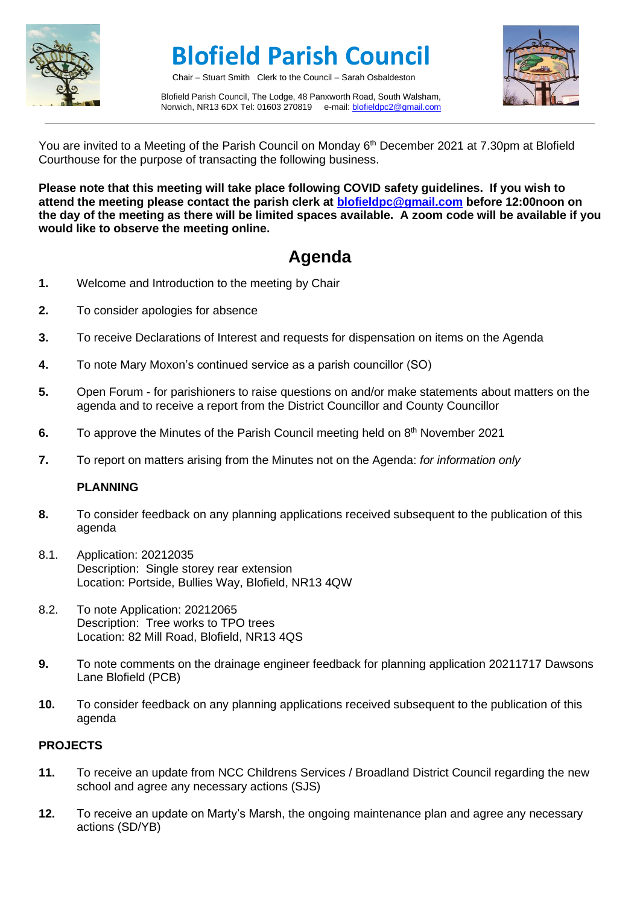# Blofield Parish Council

Chair – Stuart Smith Clerk to the Council – Sarah Osbaldeston

Blofield Parish Council, The Lodge, 48 Panxworth Road, South Walsham, Norwich, NR13 6DX Tel: 01603 270819 e-mail: blofieldpc2@gmail.com

---

You are invited to a Meeting of the Parish Council on Monday 6th December 2021 at 7.30pm at Blofield Courthouse for the purpose of transacting the following business.

**Please note that this meeting will take place following COVID safety guidelines. If you wish to attend the meeting please contact the parish clerk at blofieldpc@gmail.com before 12:00noon on the day of the meeting as there will be limited spaces available. A zoom code will be available if you would like to observe the meeting online.**

## Agenda

**1.** Welcome and Introduction to the meeting by Chair

**2.** To consider apologies for absence

**3.** To receive Declarations of Interest and requests for dispensation on items on the Agenda

**4.** To note Mary Moxon's continued service as a parish councillor (SO)

**5.** Open Forum - for parishioners to raise questions on and/or make statements about matters on the agenda and to receive a report from the District Councillor and County Councillor

**6.** To approve the Minutes of the Parish Council meeting held on 8th November 2021

**7.** To report on matters arising from the Minutes not on the Agenda: *for information only*

**PLANNING**

**8.** To consider feedback on any planning applications received subsequent to the publication of this agenda

8.1. Application: 20212035
Description: Single storey rear extension
Location: Portside, Bullies Way, Blofield, NR13 4QW

8.2. To note Application: 20212065
Description: Tree works to TPO trees
Location: 82 Mill Road, Blofield, NR13 4QS

**9.** To note comments on the drainage engineer feedback for planning application 20211717 Dawsons Lane Blofield (PCB)

**10.** To consider feedback on any planning applications received subsequent to the publication of this agenda

**PROJECTS**

**11.** To receive an update from NCC Childrens Services / Broadland District Council regarding the new school and agree any necessary actions (SJS)

**12.** To receive an update on Marty's Marsh, the ongoing maintenance plan and agree any necessary actions (SD/YB)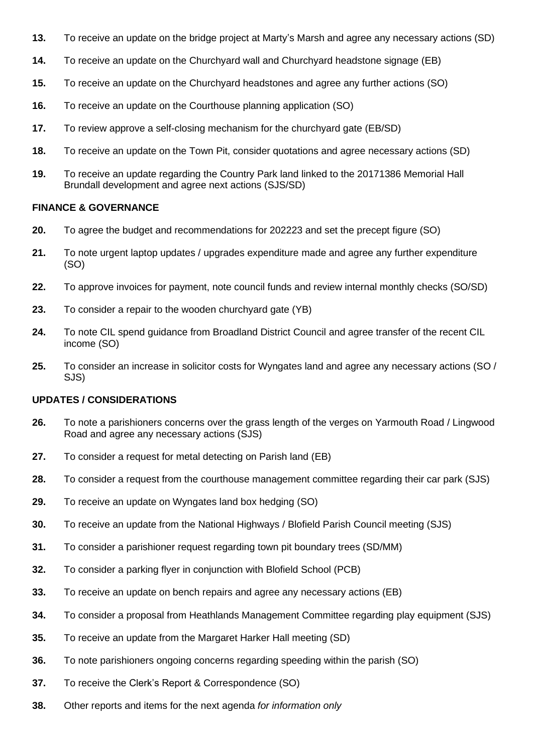**13.** To receive an update on the bridge project at Marty's Marsh and agree any necessary actions (SD)

**14.** To receive an update on the Churchyard wall and Churchyard headstone signage (EB)

**15.** To receive an update on the Churchyard headstones and agree any further actions (SO)

**16.** To receive an update on the Courthouse planning application (SO)

**17.** To review approve a self-closing mechanism for the churchyard gate (EB/SD)

**18.** To receive an update on the Town Pit, consider quotations and agree necessary actions (SD)

**19.** To receive an update regarding the Country Park land linked to the 20171386 Memorial Hall Brundall development and agree next actions (SJS/SD)

**FINANCE & GOVERNANCE**

**20.** To agree the budget and recommendations for 202223 and set the precept figure (SO)

**21.** To note urgent laptop updates / upgrades expenditure made and agree any further expenditure (SO)

**22.** To approve invoices for payment, note council funds and review internal monthly checks (SO/SD)

**23.** To consider a repair to the wooden churchyard gate (YB)

**24.** To note CIL spend guidance from Broadland District Council and agree transfer of the recent CIL income (SO)

**25.** To consider an increase in solicitor costs for Wyngates land and agree any necessary actions (SO / SJS)

**UPDATES / CONSIDERATIONS**

**26.** To note a parishioners concerns over the grass length of the verges on Yarmouth Road / Lingwood Road and agree any necessary actions (SJS)

**27.** To consider a request for metal detecting on Parish land (EB)

**28.** To consider a request from the courthouse management committee regarding their car park (SJS)

**29.** To receive an update on Wyngates land box hedging (SO)

**30.** To receive an update from the National Highways / Blofield Parish Council meeting (SJS)

**31.** To consider a parishioner request regarding town pit boundary trees (SD/MM)

**32.** To consider a parking flyer in conjunction with Blofield School (PCB)

**33.** To receive an update on bench repairs and agree any necessary actions (EB)

**34.** To consider a proposal from Heathlands Management Committee regarding play equipment (SJS)

**35.** To receive an update from the Margaret Harker Hall meeting (SD)

**36.** To note parishioners ongoing concerns regarding speeding within the parish (SO)

**37.** To receive the Clerk's Report & Correspondence (SO)

**38.** Other reports and items for the next agenda *for information only*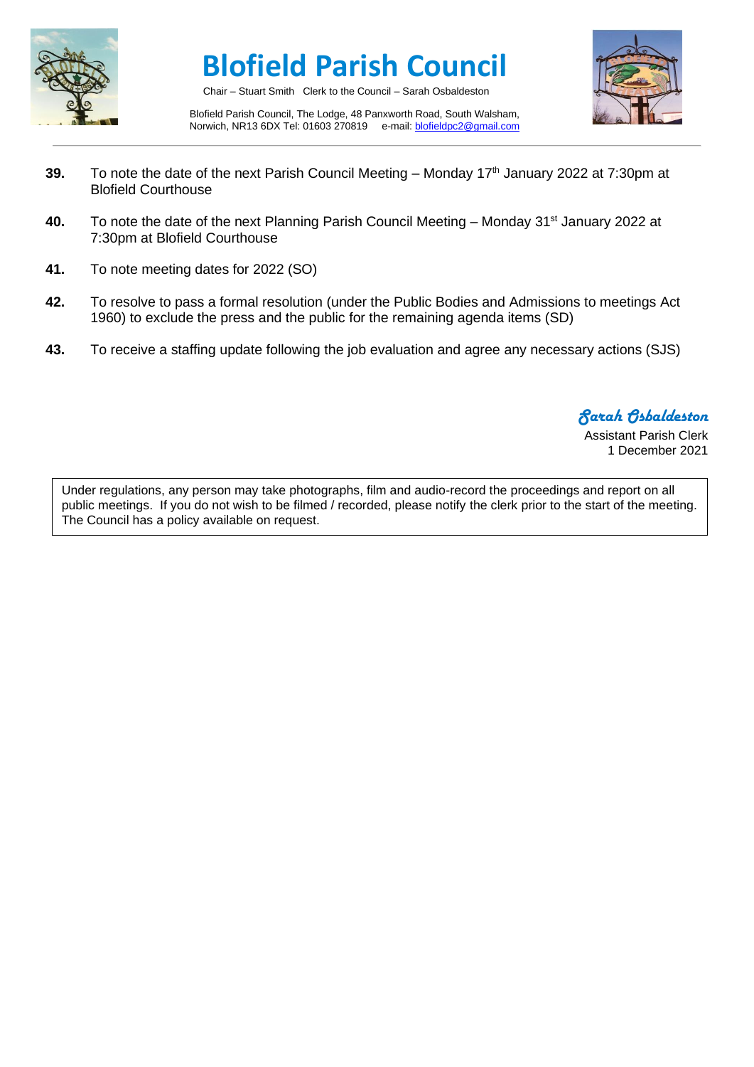# Blofield Parish Council

Chair – Stuart Smith  Clerk to the Council – Sarah Osbaldeston

Blofield Parish Council, The Lodge, 48 Panxworth Road, South Walsham, Norwich, NR13 6DX Tel: 01603 270819  e-mail: blofieldpc2@gmail.com

---

**39.** To note the date of the next Parish Council Meeting – Monday 17th January 2022 at 7:30pm at Blofield Courthouse

**40.** To note the date of the next Planning Parish Council Meeting – Monday 31st January 2022 at 7:30pm at Blofield Courthouse

**41.** To note meeting dates for 2022 (SO)

**42.** To resolve to pass a formal resolution (under the Public Bodies and Admissions to meetings Act 1960) to exclude the press and the public for the remaining agenda items (SD)

**43.** To receive a staffing update following the job evaluation and agree any necessary actions (SJS)

*Sarah Osbaldeston*
Assistant Parish Clerk
1 December 2021

Under regulations, any person may take photographs, film and audio-record the proceedings and report on all public meetings. If you do not wish to be filmed / recorded, please notify the clerk prior to the start of the meeting. The Council has a policy available on request.